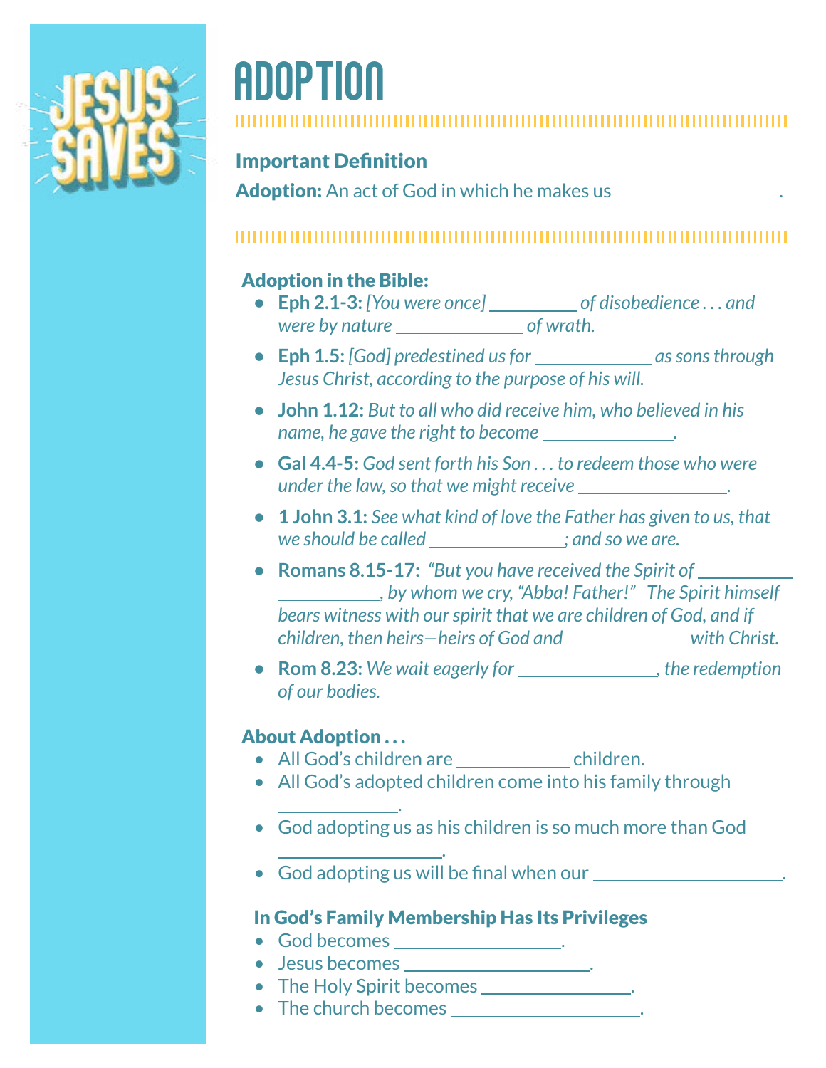# ADOPTION

## Important Definition

**Adoption:** An act of God in which he makes us ________________.

### Adoption in the Bible:

- **Eph 2.1-3:** *[You were once] _________ of disobedience . . . and were by nature _____________ of wrath.*
- **Eph 1.5:** *[God] predestined us for ____________ as sons through Jesus Christ, according to the purpose of his will.*
- **John 1.12:** *But to all who did receive him, who believed in his name, he gave the right to become _____________.*
- **Gal 4.4-5:** *God sent forth his Son . . . to redeem those who were under the law, so that we might receive _______________.*
- **1 John 3.1:** *See what kind of love the Father has given to us, that we should be called ______________; and so we are.*
- **Romans 8.15-17:** *"But you have received the Spirit of __________ __________, by whom we cry, "Abba! Father!" The Spirit himself bears witness with our spirit that we are children of God, and if children, then heirs—heirs of God and ____________ with Christ.*
- **Rom 8.23:** *We wait eagerly for ______________, the redemption of our bodies.*

### About Adoption . . .

- All God's children are ____________ children.
- All God's adopted children come into his family through ______ ____________.
- God adopting us as his children is so much more than God ________________.
- God adopting us will be final when our ___________________.

### In God's Family Membership Has Its Privileges

- God becomes _________________.
- Jesus becomes ___________________.
- The Holy Spirit becomes ________________.
- The church becomes ___________________.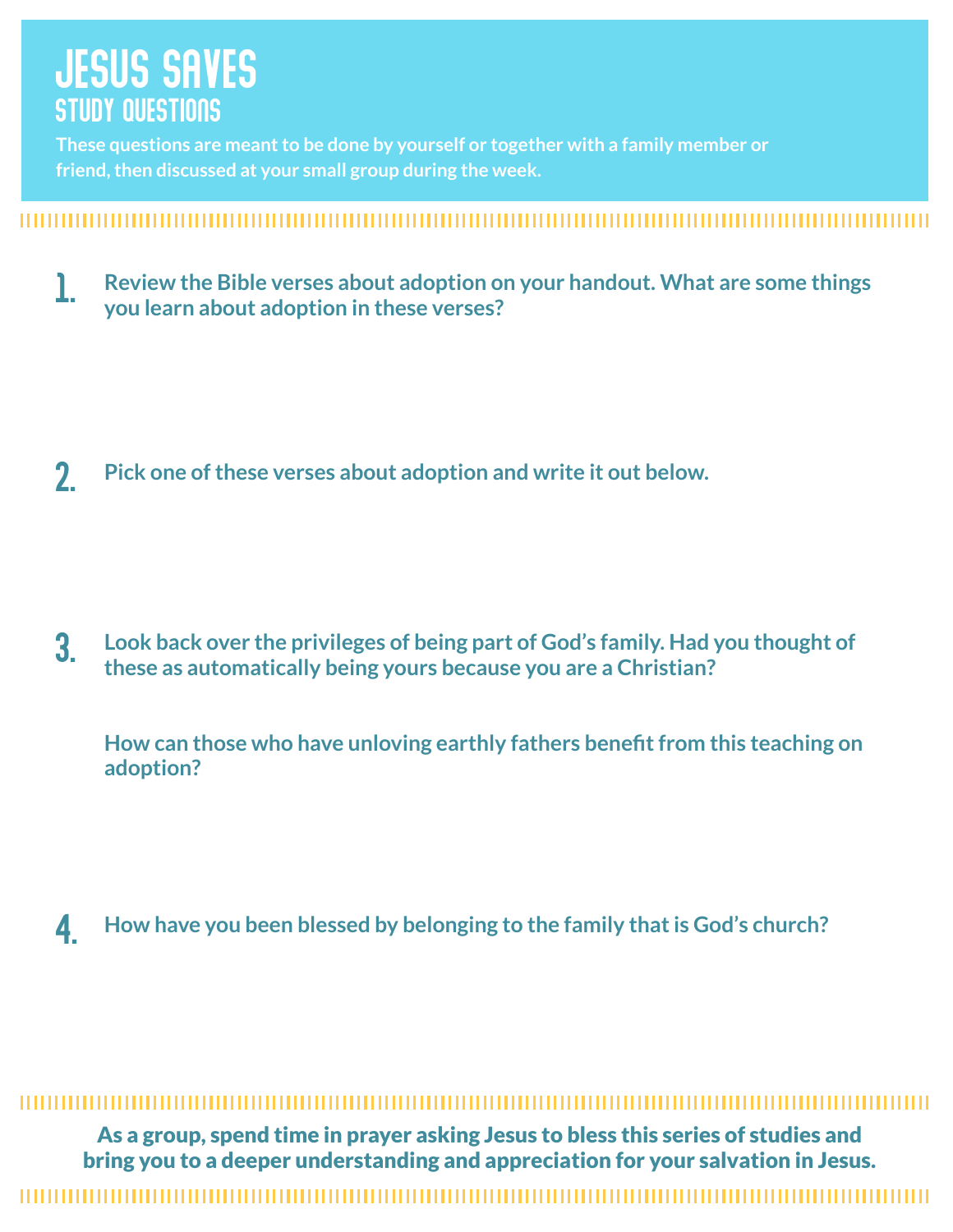# JESUS SAVES

## STUDY QUESTIONS

These questions are meant to be done by yourself or together with a family member or friend, then discussed at your small group during the week.

1. Review the Bible verses about adoption on your handout. What are some things you learn about adoption in these verses?

2. Pick one of these verses about adoption and write it out below.

3. Look back over the privileges of being part of God's family. Had you thought of these as automatically being yours because you are a Christian?

   How can those who have unloving earthly fathers benefit from this teaching on adoption?

4. How have you been blessed by belonging to the family that is God's church?

**As a group, spend time in prayer asking Jesus to bless this series of studies and bring you to a deeper understanding and appreciation for your salvation in Jesus.**